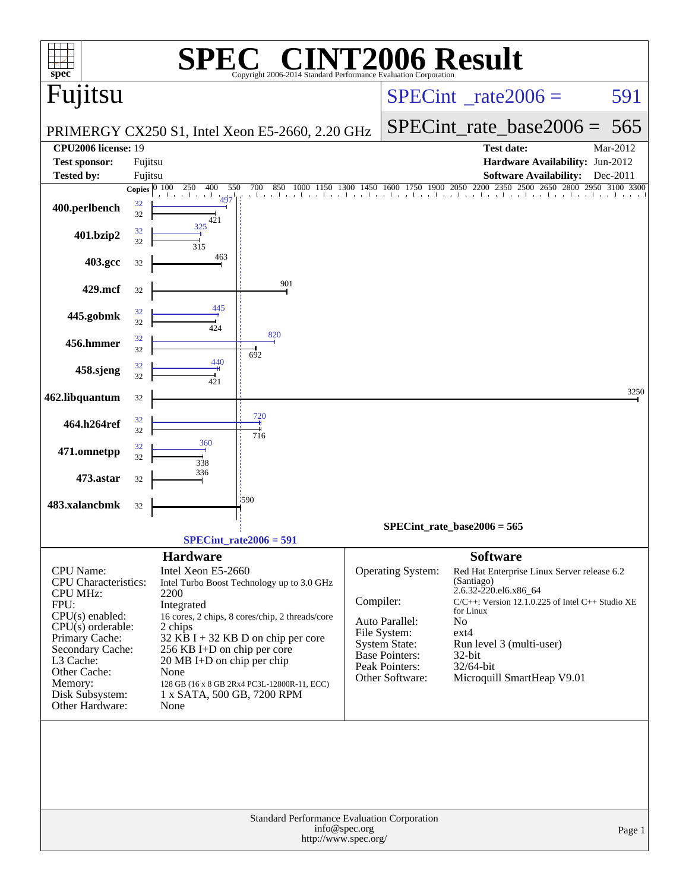# SPEC® CINT2006 Result

Copyright 2006-2014 Standard Performance Evaluation Corporation

## Fujitsu

PRIMERGY CX250 S1, Intel Xeon E5-2660, 2.20 GHz

SPECint_rate2006 = 591

SPECint_rate_base2006 = 565

| | | | |
|---|---|---|---|
| **CPU2006 license:** | 19 | **Test date:** | Mar-2012 |
| **Test sponsor:** | Fujitsu | **Hardware Availability:** | Jun-2012 |
| **Tested by:** | Fujitsu | **Software Availability:** | Dec-2011 |

| Benchmark | Copies (peak) | Peak | Copies (base) | Base |
|---|---|---|---|---|
| 400.perlbench | 32 | 497 | 32 | 421 |
| 401.bzip2 | 32 | 325 | 32 | 315 |
| 403.gcc | | | 32 | 463 |
| 429.mcf | | | 32 | 901 |
| 445.gobmk | 32 | 445 | 32 | 424 |
| 456.hmmer | 32 | 820 | 32 | 692 |
| 458.sjeng | 32 | 440 | 32 | 421 |
| 462.libquantum | | | 32 | 3250 |
| 464.h264ref | 32 | 720 | 32 | 716 |
| 471.omnetpp | 32 | 360 | 32 | 338 |
| 473.astar | | | 32 | 336 |
| 483.xalancbmk | | | 32 | 590 |

SPECint_rate_base2006 = 565

SPECint_rate2006 = 591

### Hardware

| | |
|---|---|
| CPU Name: | Intel Xeon E5-2660 |
| CPU Characteristics: | Intel Turbo Boost Technology up to 3.0 GHz |
| CPU MHz: | 2200 |
| FPU: | Integrated |
| CPU(s) enabled: | 16 cores, 2 chips, 8 cores/chip, 2 threads/core |
| CPU(s) orderable: | 2 chips |
| Primary Cache: | 32 KB I + 32 KB D on chip per core |
| Secondary Cache: | 256 KB I+D on chip per core |
| L3 Cache: | 20 MB I+D on chip per chip |
| Other Cache: | None |
| Memory: | 128 GB (16 x 8 GB 2Rx4 PC3L-12800R-11, ECC) |
| Disk Subsystem: | 1 x SATA, 500 GB, 7200 RPM |
| Other Hardware: | None |

### Software

| | |
|---|---|
| Operating System: | Red Hat Enterprise Linux Server release 6.2 (Santiago) 2.6.32-220.el6.x86_64 |
| Compiler: | C/C++: Version 12.1.0.225 of Intel C++ Studio XE for Linux |
| Auto Parallel: | No |
| File System: | ext4 |
| System State: | Run level 3 (multi-user) |
| Base Pointers: | 32-bit |
| Peak Pointers: | 32/64-bit |
| Other Software: | Microquill SmartHeap V9.01 |

Standard Performance Evaluation Corporation
info@spec.org
http://www.spec.org/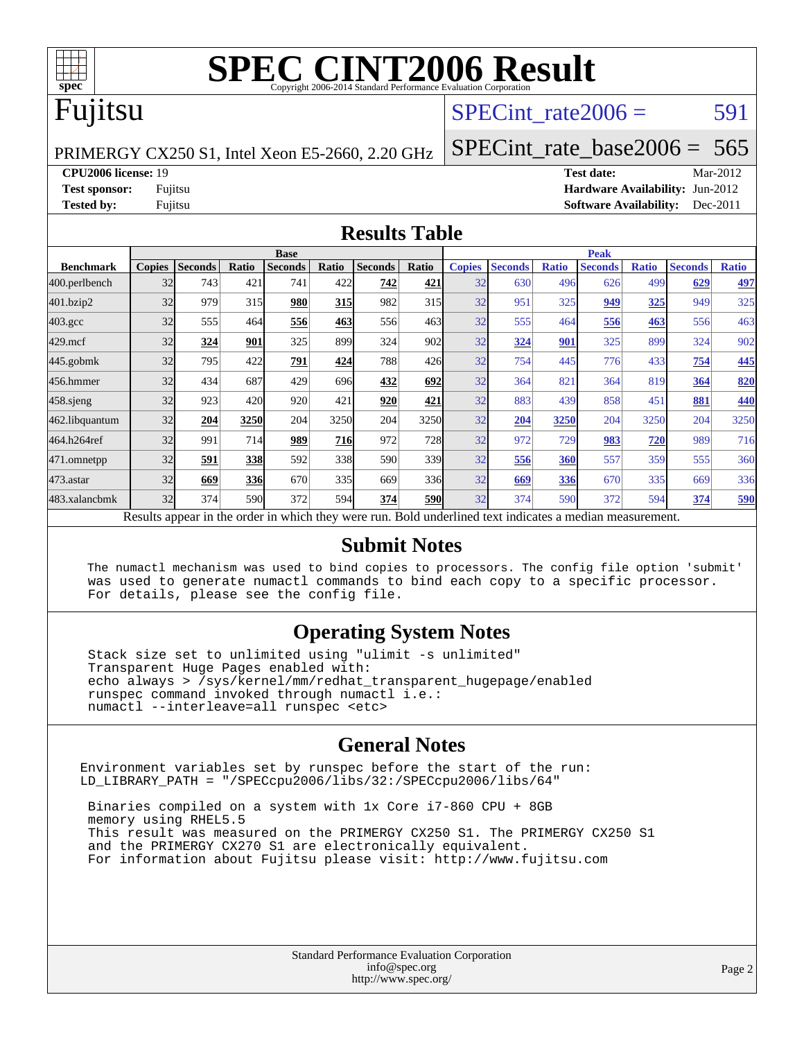# SPEC CINT2006 Result

Copyright 2006-2014 Standard Performance Evaluation Corporation

# Fujitsu

PRIMERGY CX250 S1, Intel Xeon E5-2660, 2.20 GHz

SPECint_rate2006 = 591

SPECint_rate_base2006 = 565

**CPU2006 license:** 19
**Test sponsor:** Fujitsu
**Tested by:** Fujitsu

**Test date:** Mar-2012
**Hardware Availability:** Jun-2012
**Software Availability:** Dec-2011

## Results Table

| Benchmark | Base | | | | | | | Peak | | | | | | |
|---|---|---|---|---|---|---|---|---|---|---|---|---|---|---|
| | Copies | Seconds | Ratio | Seconds | Ratio | Seconds | Ratio | Copies | Seconds | Ratio | Seconds | Ratio | Seconds | Ratio |
| 400.perlbench | 32 | 743 | 421 | 741 | 422 | **742** | **421** | 32 | 630 | 496 | 626 | 499 | **629** | **497** |
| 401.bzip2 | 32 | 979 | 315 | **980** | **315** | 982 | 315 | 32 | 951 | 325 | **949** | **325** | 949 | 325 |
| 403.gcc | 32 | 555 | 464 | **556** | **463** | 556 | 463 | 32 | 555 | 464 | **556** | **463** | 556 | 463 |
| 429.mcf | 32 | **324** | **901** | 325 | 899 | 324 | 902 | 32 | **324** | **901** | 325 | 899 | 324 | 902 |
| 445.gobmk | 32 | 795 | 422 | **791** | **424** | 788 | 426 | 32 | 754 | 445 | 776 | 433 | **754** | **445** |
| 456.hmmer | 32 | 434 | 687 | 429 | 696 | **432** | **692** | 32 | 364 | 821 | 364 | 819 | **364** | **820** |
| 458.sjeng | 32 | 923 | 420 | 920 | 421 | **920** | **421** | 32 | 883 | 439 | 858 | 451 | **881** | **440** |
| 462.libquantum | 32 | **204** | **3250** | 204 | 3250 | 204 | 3250 | 32 | **204** | **3250** | 204 | 3250 | 204 | 3250 |
| 464.h264ref | 32 | 991 | 714 | **989** | **716** | 972 | 728 | 32 | 972 | 729 | **983** | **720** | 989 | 716 |
| 471.omnetpp | 32 | **591** | **338** | 592 | 338 | 590 | 339 | 32 | **556** | **360** | 557 | 359 | 555 | 360 |
| 473.astar | 32 | **669** | **336** | 670 | 335 | 669 | 336 | 32 | **669** | **336** | 670 | 335 | 669 | 336 |
| 483.xalancbmk | 32 | 374 | 590 | 372 | 594 | **374** | **590** | 32 | 374 | 590 | 372 | 594 | **374** | **590** |

Results appear in the order in which they were run. Bold underlined text indicates a median measurement.

## Submit Notes

```
The numactl mechanism was used to bind copies to processors. The config file option 'submit'
was used to generate numactl commands to bind each copy to a specific processor.
For details, please see the config file.
```

## Operating System Notes

```
Stack size set to unlimited using "ulimit -s unlimited"
Transparent Huge Pages enabled with:
echo always > /sys/kernel/mm/redhat_transparent_hugepage/enabled
runspec command invoked through numactl i.e.:
numactl --interleave=all runspec <etc>
```

## General Notes

```
Environment variables set by runspec before the start of the run:
LD_LIBRARY_PATH = "/SPECcpu2006/libs/32:/SPECcpu2006/libs/64"

 Binaries compiled on a system with 1x Core i7-860 CPU + 8GB
 memory using RHEL5.5
 This result was measured on the PRIMERGY CX250 S1. The PRIMERGY CX250 S1
 and the PRIMERGY CX270 S1 are electronically equivalent.
 For information about Fujitsu please visit: http://www.fujitsu.com
```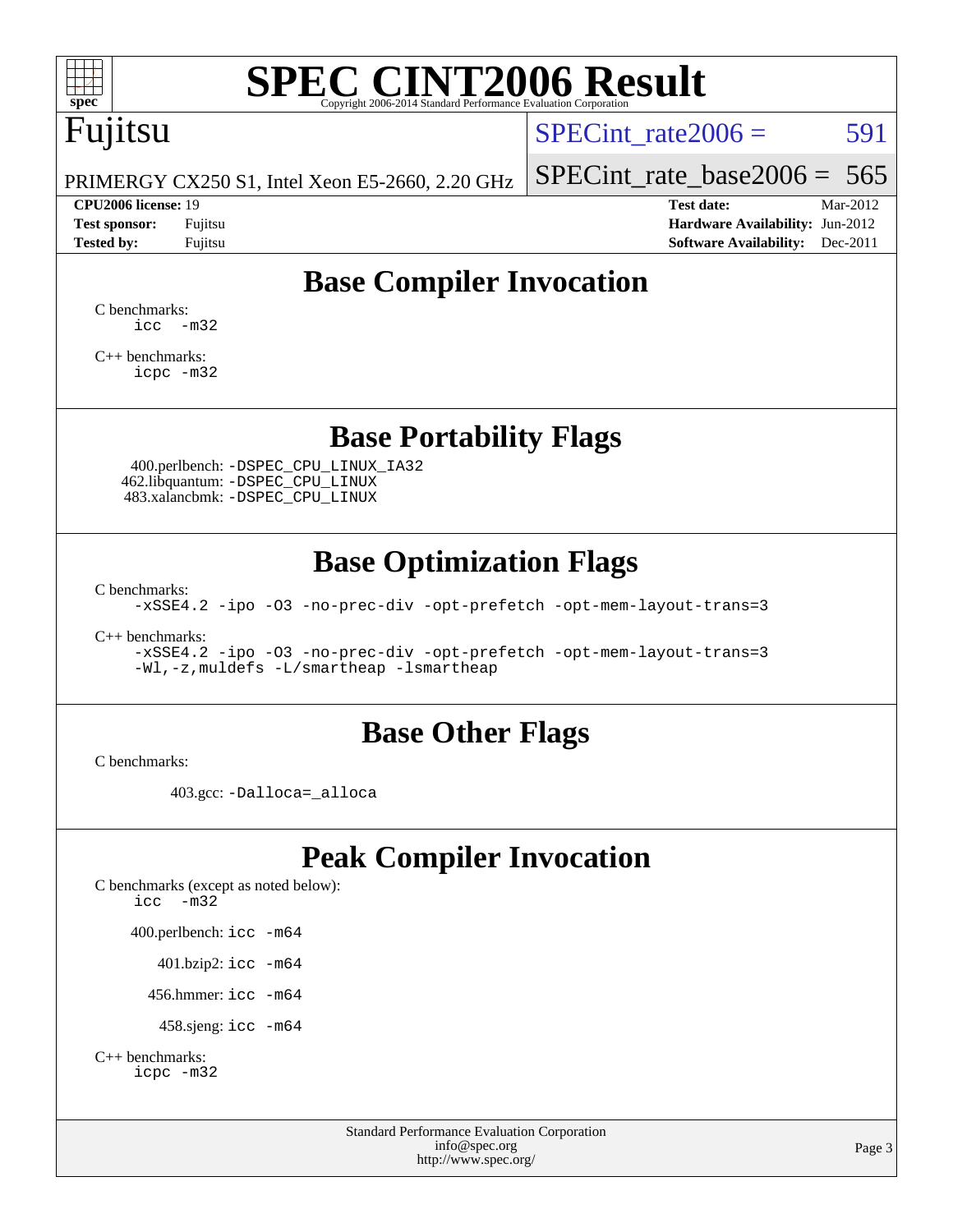# SPEC CINT2006 Result

Copyright 2006-2014 Standard Performance Evaluation Corporation

# Fujitsu

PRIMERGY CX250 S1, Intel Xeon E5-2660, 2.20 GHz

SPECint_rate2006 = 591

SPECint_rate_base2006 = 565

| | | | |
|---|---|---|---|
| **CPU2006 license:** 19 | | **Test date:** | Mar-2012 |
| **Test sponsor:** | Fujitsu | **Hardware Availability:** | Jun-2012 |
| **Tested by:** | Fujitsu | **Software Availability:** | Dec-2011 |

## Base Compiler Invocation

C benchmarks:
```
icc -m32
```

C++ benchmarks:
```
icpc -m32
```

## Base Portability Flags

400.perlbench: -DSPEC_CPU_LINUX_IA32
462.libquantum: -DSPEC_CPU_LINUX
483.xalancbmk: -DSPEC_CPU_LINUX

## Base Optimization Flags

C benchmarks:
```
-xSSE4.2 -ipo -O3 -no-prec-div -opt-prefetch -opt-mem-layout-trans=3
```

C++ benchmarks:
```
-xSSE4.2 -ipo -O3 -no-prec-div -opt-prefetch -opt-mem-layout-trans=3
-Wl,-z,muldefs -L/smartheap -lsmartheap
```

## Base Other Flags

C benchmarks:

403.gcc: -Dalloca=_alloca

## Peak Compiler Invocation

C benchmarks (except as noted below):
```
icc -m32
```

400.perlbench: icc -m64

401.bzip2: icc -m64

456.hmmer: icc -m64

458.sjeng: icc -m64

C++ benchmarks:
```
icpc -m32
```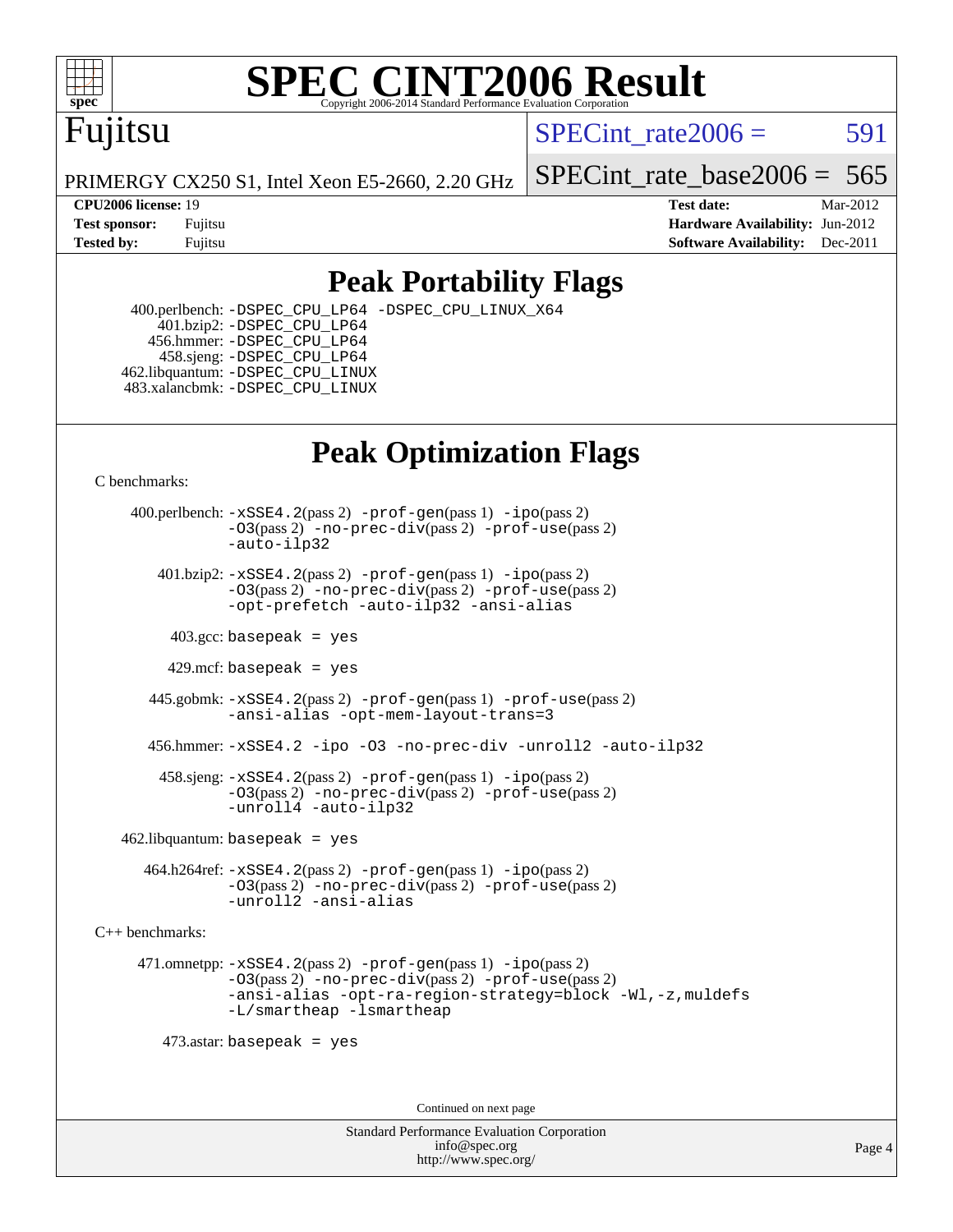# SPEC CINT2006 Result

Copyright 2006-2014 Standard Performance Evaluation Corporation

## Fujitsu

PRIMERGY CX250 S1, Intel Xeon E5-2660, 2.20 GHz

SPECint_rate2006 = 591

SPECint_rate_base2006 = 565

| | | | |
|---|---|---|---|
| **CPU2006 license:** | 19 | **Test date:** | Mar-2012 |
| **Test sponsor:** | Fujitsu | **Hardware Availability:** | Jun-2012 |
| **Tested by:** | Fujitsu | **Software Availability:** | Dec-2011 |

## Peak Portability Flags

400.perlbench: -DSPEC_CPU_LP64 -DSPEC_CPU_LINUX_X64
401.bzip2: -DSPEC_CPU_LP64
456.hmmer: -DSPEC_CPU_LP64
458.sjeng: -DSPEC_CPU_LP64
462.libquantum: -DSPEC_CPU_LINUX
483.xalancbmk: -DSPEC_CPU_LINUX

## Peak Optimization Flags

C benchmarks:

400.perlbench: -xSSE4.2(pass 2) -prof-gen(pass 1) -ipo(pass 2) -O3(pass 2) -no-prec-div(pass 2) -prof-use(pass 2) -auto-ilp32

401.bzip2: -xSSE4.2(pass 2) -prof-gen(pass 1) -ipo(pass 2) -O3(pass 2) -no-prec-div(pass 2) -prof-use(pass 2) -opt-prefetch -auto-ilp32 -ansi-alias

403.gcc: basepeak = yes

429.mcf: basepeak = yes

445.gobmk: -xSSE4.2(pass 2) -prof-gen(pass 1) -prof-use(pass 2) -ansi-alias -opt-mem-layout-trans=3

456.hmmer: -xSSE4.2 -ipo -O3 -no-prec-div -unroll2 -auto-ilp32

458.sjeng: -xSSE4.2(pass 2) -prof-gen(pass 1) -ipo(pass 2) -O3(pass 2) -no-prec-div(pass 2) -prof-use(pass 2) -unroll4 -auto-ilp32

462.libquantum: basepeak = yes

464.h264ref: -xSSE4.2(pass 2) -prof-gen(pass 1) -ipo(pass 2) -O3(pass 2) -no-prec-div(pass 2) -prof-use(pass 2) -unroll2 -ansi-alias

C++ benchmarks:

471.omnetpp: -xSSE4.2(pass 2) -prof-gen(pass 1) -ipo(pass 2) -O3(pass 2) -no-prec-div(pass 2) -prof-use(pass 2) -ansi-alias -opt-ra-region-strategy=block -Wl,-z,muldefs -L/smartheap -lsmartheap

473.astar: basepeak = yes

Continued on next page

Standard Performance Evaluation Corporation
info@spec.org
http://www.spec.org/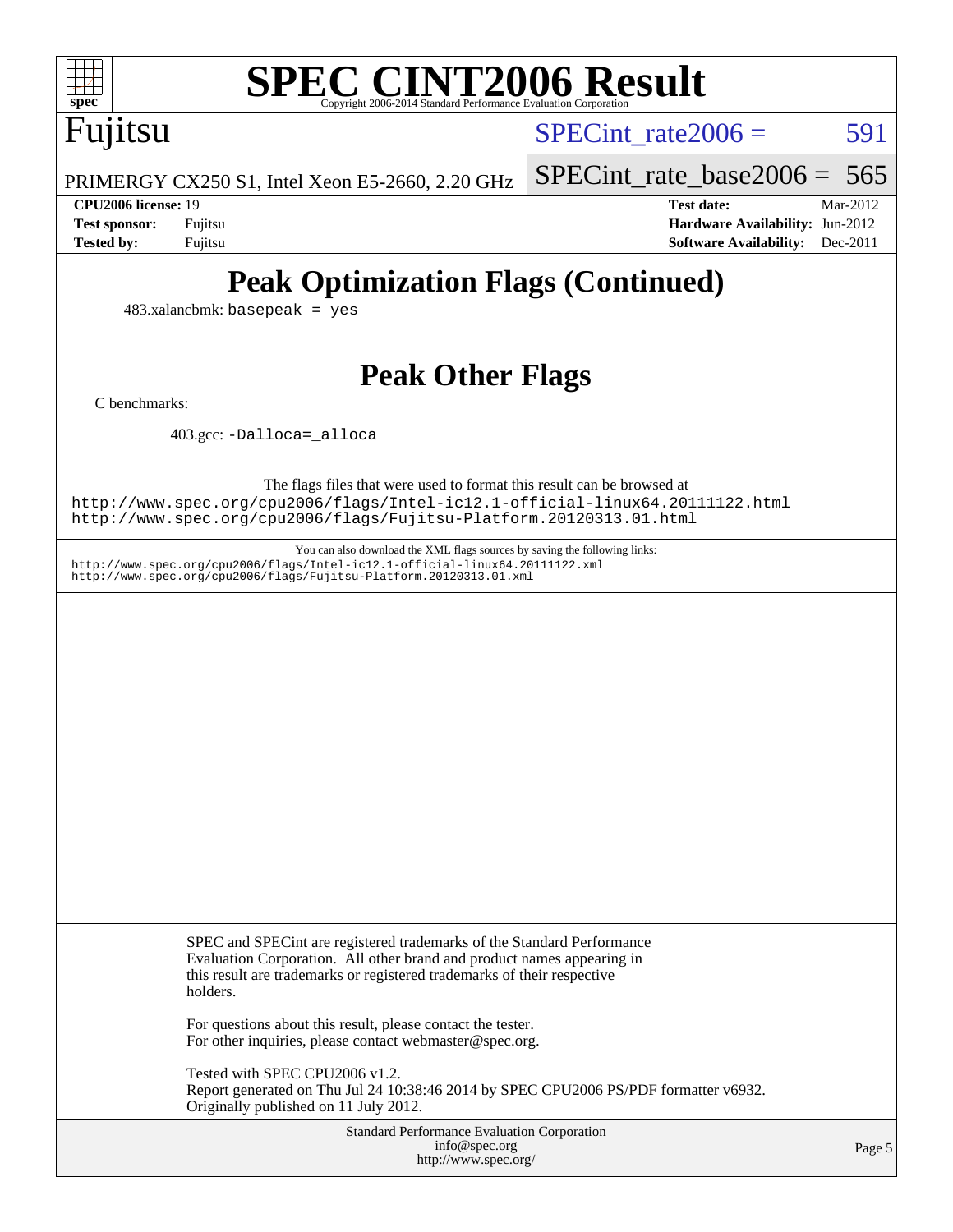# Peak Optimization Flags (Continued)

483.xalancbmk: basepeak = yes

# Peak Other Flags

C benchmarks:

403.gcc: -Dalloca=_alloca

The flags files that were used to format this result can be browsed at
http://www.spec.org/cpu2006/flags/Intel-ic12.1-official-linux64.20111122.html
http://www.spec.org/cpu2006/flags/Fujitsu-Platform.20120313.01.html

You can also download the XML flags sources by saving the following links:
http://www.spec.org/cpu2006/flags/Intel-ic12.1-official-linux64.20111122.xml
http://www.spec.org/cpu2006/flags/Fujitsu-Platform.20120313.01.xml

SPEC and SPECint are registered trademarks of the Standard Performance Evaluation Corporation. All other brand and product names appearing in this result are trademarks or registered trademarks of their respective holders.

For questions about this result, please contact the tester.
For other inquiries, please contact webmaster@spec.org.

Tested with SPEC CPU2006 v1.2.
Report generated on Thu Jul 24 10:38:46 2014 by SPEC CPU2006 PS/PDF formatter v6932.
Originally published on 11 July 2012.